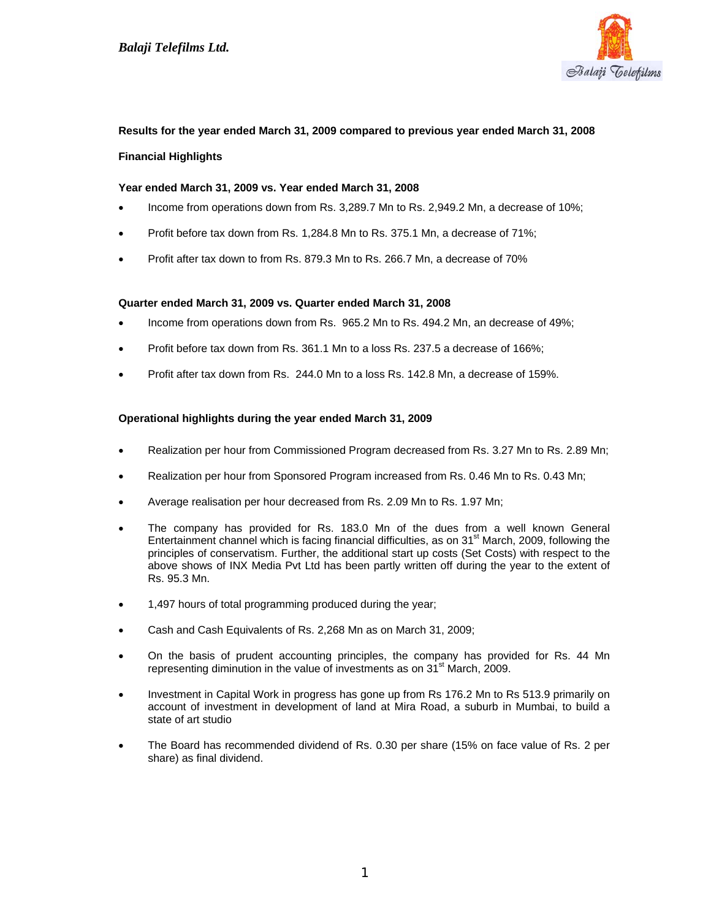*Balaji Telefilms Ltd.*

**Results for the year ended March 31, 2009 compared to previous year ended March 31, 2008**

**Financial Highlights**

**Year ended March 31, 2009 vs. Year ended March 31, 2008**

- Income from operations down from Rs. 3,289.7 Mn to Rs. 2,949.2 Mn, a decrease of 10%;
- Profit before tax down from Rs. 1,284.8 Mn to Rs. 375.1 Mn, a decrease of 71%;
- Profit after tax down to from Rs. 879.3 Mn to Rs. 266.7 Mn, a decrease of 70%

**Quarter ended March 31, 2009 vs. Quarter ended March 31, 2008**

- Income from operations down from Rs. 965.2 Mn to Rs. 494.2 Mn, an decrease of 49%;
- Profit before tax down from Rs. 361.1 Mn to a loss Rs. 237.5 a decrease of 166%;
- Profit after tax down from Rs. 244.0 Mn to a loss Rs. 142.8 Mn, a decrease of 159%.

**Operational highlights during the year ended March 31, 2009**

- Realization per hour from Commissioned Program decreased from Rs. 3.27 Mn to Rs. 2.89 Mn;
- Realization per hour from Sponsored Program increased from Rs. 0.46 Mn to Rs. 0.43 Mn;
- Average realisation per hour decreased from Rs. 2.09 Mn to Rs. 1.97 Mn;
- The company has provided for Rs. 183.0 Mn of the dues from a well known General Entertainment channel which is facing financial difficulties, as on 31st March, 2009, following the principles of conservatism. Further, the additional start up costs (Set Costs) with respect to the above shows of INX Media Pvt Ltd has been partly written off during the year to the extent of Rs. 95.3 Mn.
- 1,497 hours of total programming produced during the year;
- Cash and Cash Equivalents of Rs. 2,268 Mn as on March 31, 2009;
- On the basis of prudent accounting principles, the company has provided for Rs. 44 Mn representing diminution in the value of investments as on 31st March, 2009.
- Investment in Capital Work in progress has gone up from Rs 176.2 Mn to Rs 513.9 primarily on account of investment in development of land at Mira Road, a suburb in Mumbai, to build a state of art studio
- The Board has recommended dividend of Rs. 0.30 per share (15% on face value of Rs. 2 per share) as final dividend.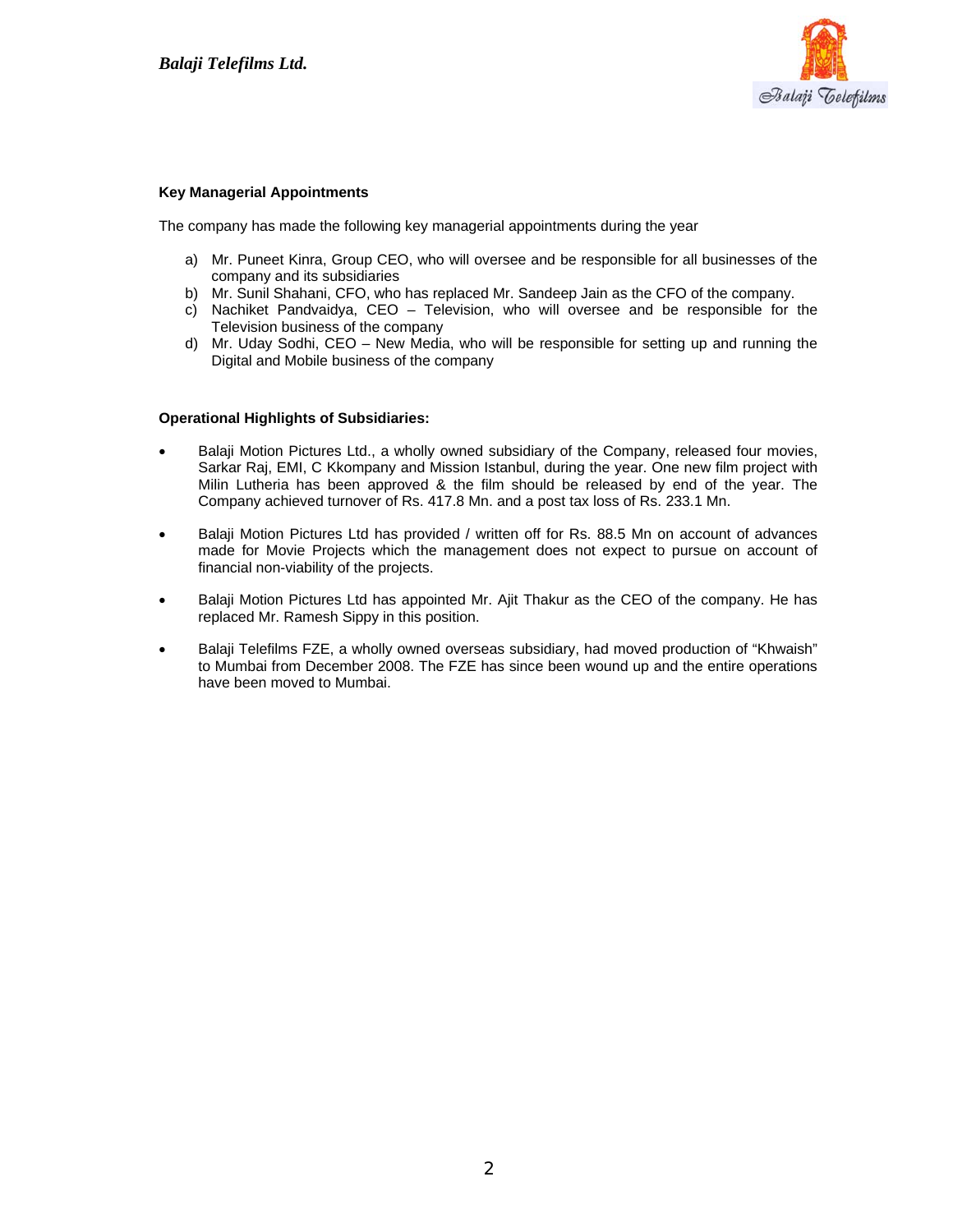**Key Managerial Appointments**

The company has made the following key managerial appointments during the year

a) Mr. Puneet Kinra, Group CEO, who will oversee and be responsible for all businesses of the company and its subsidiaries
b) Mr. Sunil Shahani, CFO, who has replaced Mr. Sandeep Jain as the CFO of the company.
c) Nachiket Pandvaidya, CEO – Television, who will oversee and be responsible for the Television business of the company
d) Mr. Uday Sodhi, CEO – New Media, who will be responsible for setting up and running the Digital and Mobile business of the company

**Operational Highlights of Subsidiaries:**

- Balaji Motion Pictures Ltd., a wholly owned subsidiary of the Company, released four movies, Sarkar Raj, EMI, C Kkompany and Mission Istanbul, during the year. One new film project with Milin Lutheria has been approved & the film should be released by end of the year. The Company achieved turnover of Rs. 417.8 Mn. and a post tax loss of Rs. 233.1 Mn.

- Balaji Motion Pictures Ltd has provided / written off for Rs. 88.5 Mn on account of advances made for Movie Projects which the management does not expect to pursue on account of financial non-viability of the projects.

- Balaji Motion Pictures Ltd has appointed Mr. Ajit Thakur as the CEO of the company. He has replaced Mr. Ramesh Sippy in this position.

- Balaji Telefilms FZE, a wholly owned overseas subsidiary, had moved production of "Khwaish" to Mumbai from December 2008. The FZE has since been wound up and the entire operations have been moved to Mumbai.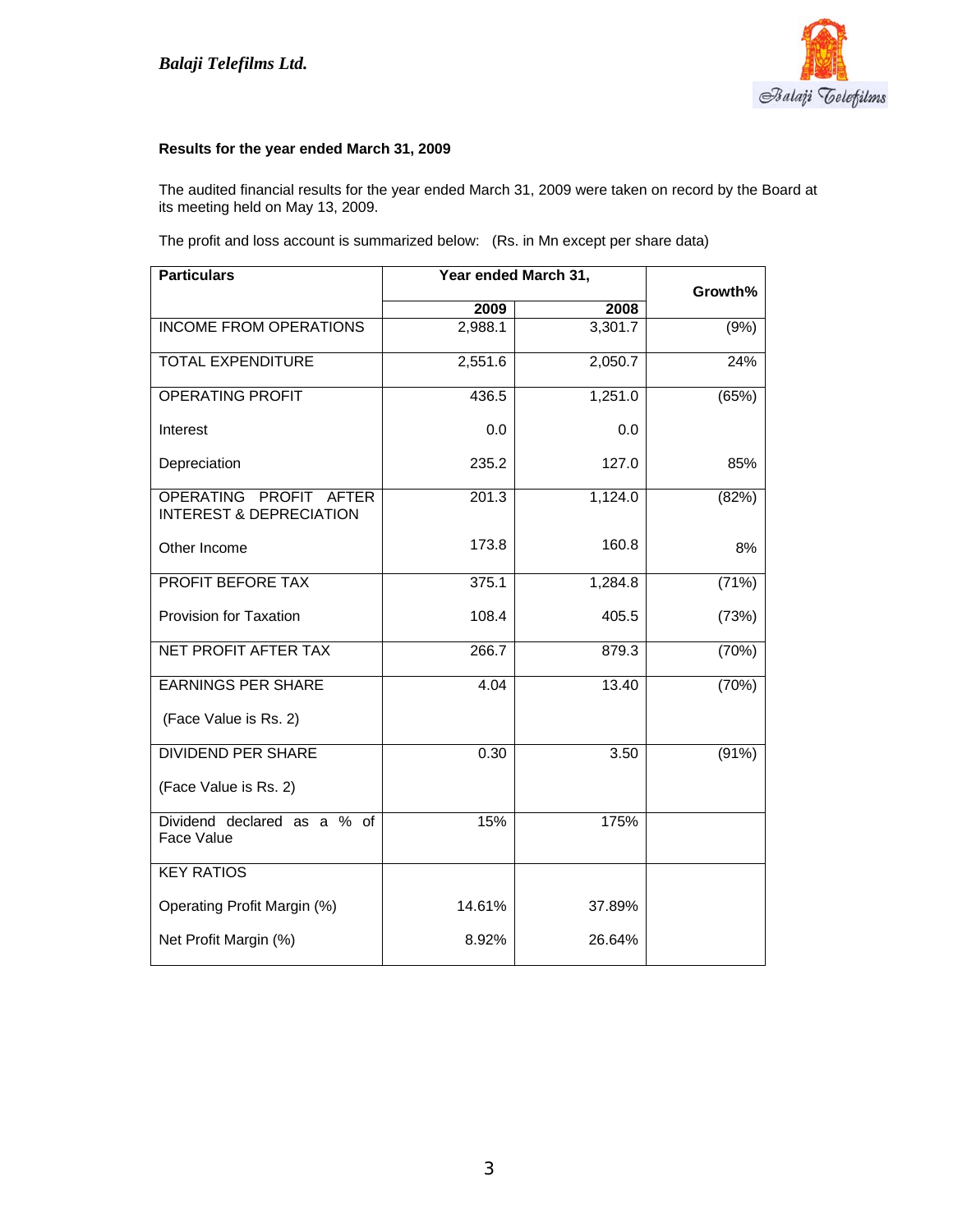*Balaji Telefilms Ltd.*

**Results for the year ended March 31, 2009**

The audited financial results for the year ended March 31, 2009 were taken on record by the Board at its meeting held on May 13, 2009.

The profit and loss account is summarized below: (Rs. in Mn except per share data)

| Particulars | Year ended March 31, | | Growth% |
|---|---|---|---|
| | 2009 | 2008 | |
| INCOME FROM OPERATIONS | 2,988.1 | 3,301.7 | (9%) |
| TOTAL EXPENDITURE | 2,551.6 | 2,050.7 | 24% |
| OPERATING PROFIT | 436.5 | 1,251.0 | (65%) |
| Interest | 0.0 | 0.0 | |
| Depreciation | 235.2 | 127.0 | 85% |
| OPERATING PROFIT AFTER INTEREST & DEPRECIATION | 201.3 | 1,124.0 | (82%) |
| Other Income | 173.8 | 160.8 | 8% |
| PROFIT BEFORE TAX | 375.1 | 1,284.8 | (71%) |
| Provision for Taxation | 108.4 | 405.5 | (73%) |
| NET PROFIT AFTER TAX | 266.7 | 879.3 | (70%) |
| EARNINGS PER SHARE (Face Value is Rs. 2) | 4.04 | 13.40 | (70%) |
| DIVIDEND PER SHARE (Face Value is Rs. 2) | 0.30 | 3.50 | (91%) |
| Dividend declared as a % of Face Value | 15% | 175% | |
| KEY RATIOS | | | |
| Operating Profit Margin (%) | 14.61% | 37.89% | |
| Net Profit Margin (%) | 8.92% | 26.64% | |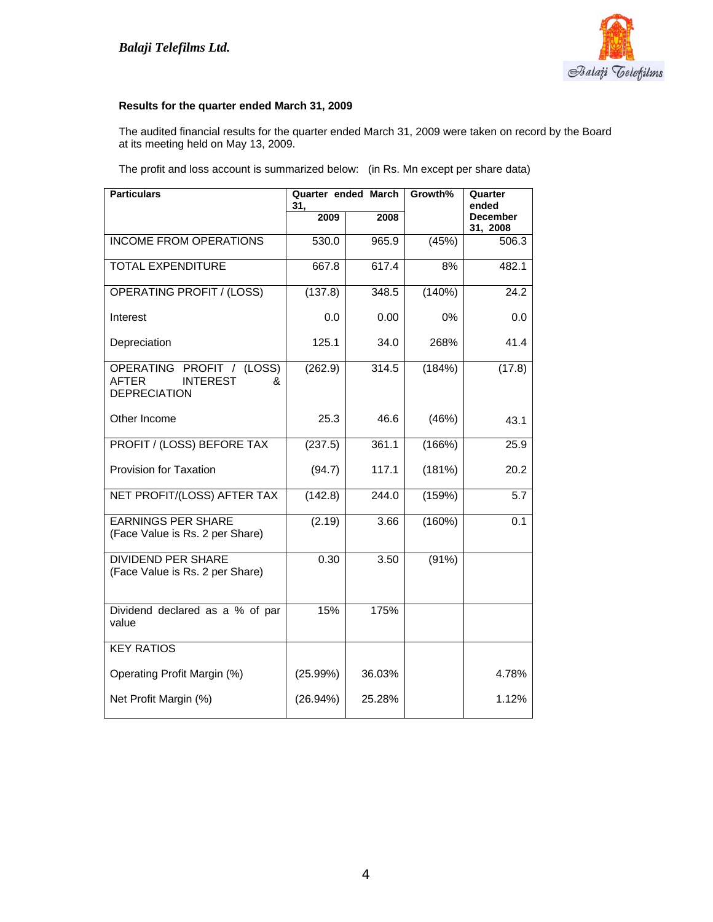*Balaji Telefilms Ltd.*

**Results for the quarter ended March 31, 2009**

The audited financial results for the quarter ended March 31, 2009 were taken on record by the Board at its meeting held on May 13, 2009.

The profit and loss account is summarized below: (in Rs. Mn except per share data)

| Particulars | Quarter ended March 31, | | Growth% | Quarter ended December 31, 2008 |
|---|---|---|---|---|
| | 2009 | 2008 | | |
| INCOME FROM OPERATIONS | 530.0 | 965.9 | (45%) | 506.3 |
| TOTAL EXPENDITURE | 667.8 | 617.4 | 8% | 482.1 |
| OPERATING PROFIT / (LOSS) | (137.8) | 348.5 | (140%) | 24.2 |
| Interest | 0.0 | 0.00 | 0% | 0.0 |
| Depreciation | 125.1 | 34.0 | 268% | 41.4 |
| OPERATING PROFIT / (LOSS) AFTER INTEREST & DEPRECIATION | (262.9) | 314.5 | (184%) | (17.8) |
| Other Income | 25.3 | 46.6 | (46%) | 43.1 |
| PROFIT / (LOSS) BEFORE TAX | (237.5) | 361.1 | (166%) | 25.9 |
| Provision for Taxation | (94.7) | 117.1 | (181%) | 20.2 |
| NET PROFIT/(LOSS) AFTER TAX | (142.8) | 244.0 | (159%) | 5.7 |
| EARNINGS PER SHARE (Face Value is Rs. 2 per Share) | (2.19) | 3.66 | (160%) | 0.1 |
| DIVIDEND PER SHARE (Face Value is Rs. 2 per Share) | 0.30 | 3.50 | (91%) | |
| Dividend declared as a % of par value | 15% | 175% | | |
| KEY RATIOS | | | | |
| Operating Profit Margin (%) | (25.99%) | 36.03% | | 4.78% |
| Net Profit Margin (%) | (26.94%) | 25.28% | | 1.12% |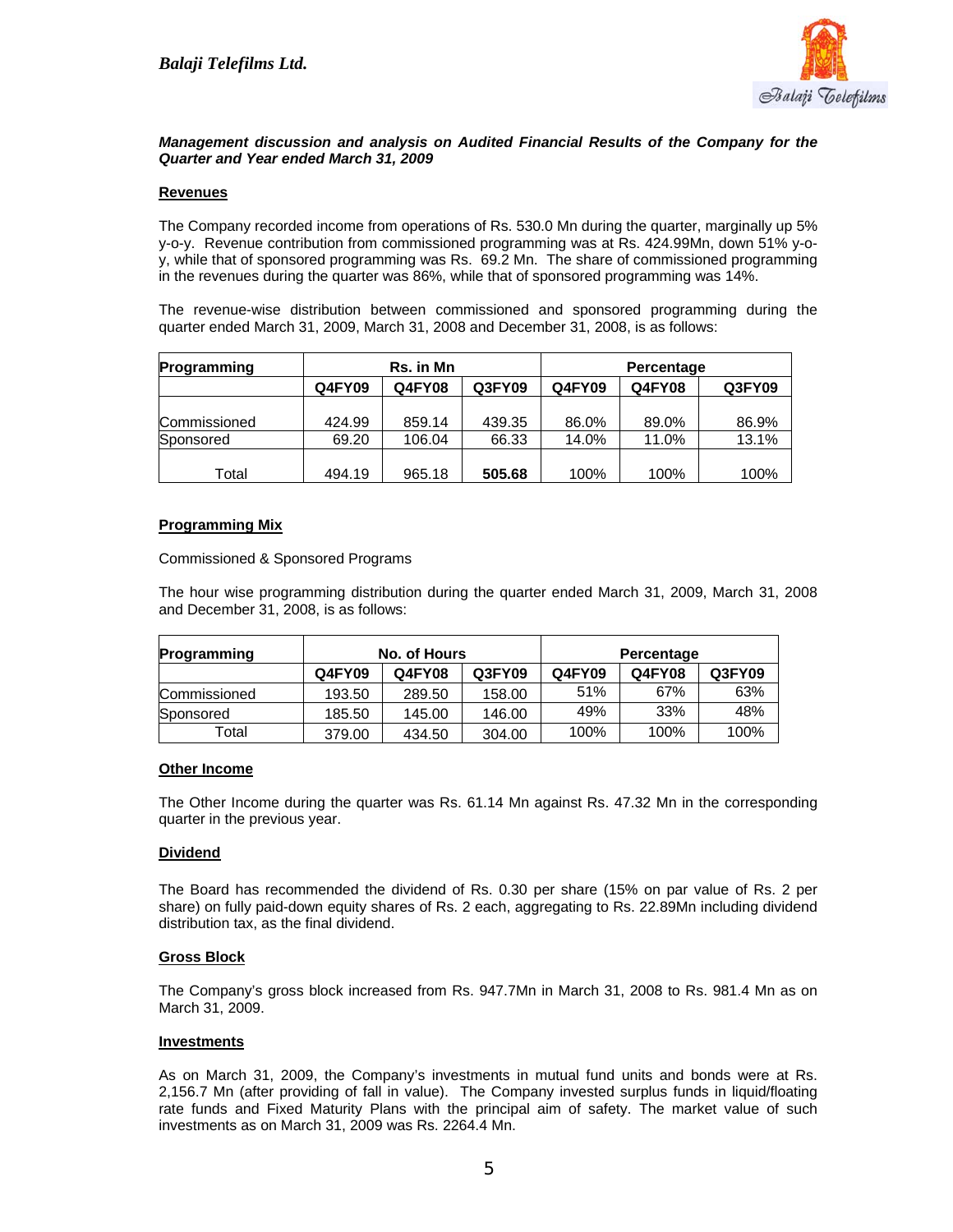*Balaji Telefilms Ltd.*

***Management discussion and analysis on Audited Financial Results of the Company for the Quarter and Year ended March 31, 2009***

**Revenues**

The Company recorded income from operations of Rs. 530.0 Mn during the quarter, marginally up 5% y-o-y. Revenue contribution from commissioned programming was at Rs. 424.99Mn, down 51% y-o-y, while that of sponsored programming was Rs. 69.2 Mn. The share of commissioned programming in the revenues during the quarter was 86%, while that of sponsored programming was 14%.

The revenue-wise distribution between commissioned and sponsored programming during the quarter ended March 31, 2009, March 31, 2008 and December 31, 2008, is as follows:

| Programming | Rs. in Mn | | | Percentage | | |
|---|---|---|---|---|---|---|
| | Q4FY09 | Q4FY08 | Q3FY09 | Q4FY09 | Q4FY08 | Q3FY09 |
| Commissioned | 424.99 | 859.14 | 439.35 | 86.0% | 89.0% | 86.9% |
| Sponsored | 69.20 | 106.04 | 66.33 | 14.0% | 11.0% | 13.1% |
| Total | 494.19 | 965.18 | **505.68** | 100% | 100% | 100% |

**Programming Mix**

Commissioned & Sponsored Programs

The hour wise programming distribution during the quarter ended March 31, 2009, March 31, 2008 and December 31, 2008, is as follows:

| Programming | No. of Hours | | | Percentage | | |
|---|---|---|---|---|---|---|
| | Q4FY09 | Q4FY08 | Q3FY09 | Q4FY09 | Q4FY08 | Q3FY09 |
| Commissioned | 193.50 | 289.50 | 158.00 | 51% | 67% | 63% |
| Sponsored | 185.50 | 145.00 | 146.00 | 49% | 33% | 48% |
| Total | 379.00 | 434.50 | 304.00 | 100% | 100% | 100% |

**Other Income**

The Other Income during the quarter was Rs. 61.14 Mn against Rs. 47.32 Mn in the corresponding quarter in the previous year.

**Dividend**

The Board has recommended the dividend of Rs. 0.30 per share (15% on par value of Rs. 2 per share) on fully paid-down equity shares of Rs. 2 each, aggregating to Rs. 22.89Mn including dividend distribution tax, as the final dividend.

**Gross Block**

The Company's gross block increased from Rs. 947.7Mn in March 31, 2008 to Rs. 981.4 Mn as on March 31, 2009.

**Investments**

As on March 31, 2009, the Company's investments in mutual fund units and bonds were at Rs. 2,156.7 Mn (after providing of fall in value). The Company invested surplus funds in liquid/floating rate funds and Fixed Maturity Plans with the principal aim of safety. The market value of such investments as on March 31, 2009 was Rs. 2264.4 Mn.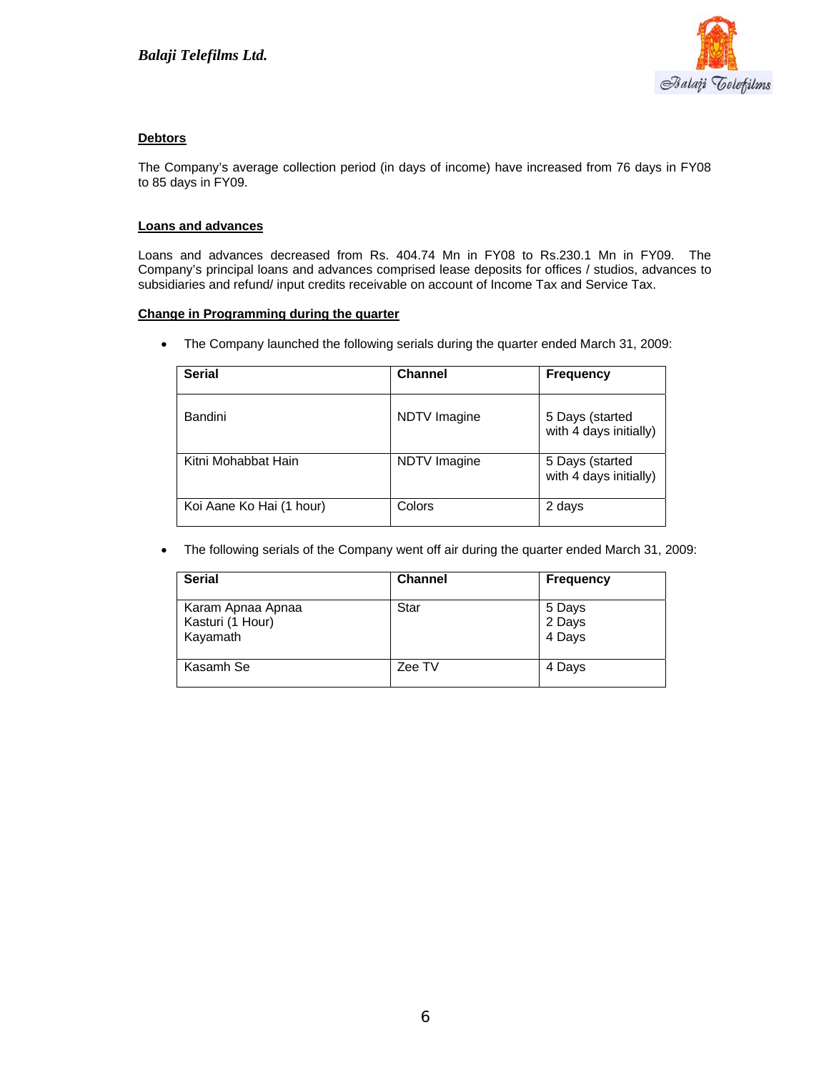**Debtors**

The Company's average collection period (in days of income) have increased from 76 days in FY08 to 85 days in FY09.

**Loans and advances**

Loans and advances decreased from Rs. 404.74 Mn in FY08 to Rs.230.1 Mn in FY09. The Company's principal loans and advances comprised lease deposits for offices / studios, advances to subsidiaries and refund/ input credits receivable on account of Income Tax and Service Tax.

**Change in Programming during the quarter**

- The Company launched the following serials during the quarter ended March 31, 2009:

| Serial | Channel | Frequency |
|---|---|---|
| Bandini | NDTV Imagine | 5 Days (started with 4 days initially) |
| Kitni Mohabbat Hain | NDTV Imagine | 5 Days (started with 4 days initially) |
| Koi Aane Ko Hai (1 hour) | Colors | 2 days |

- The following serials of the Company went off air during the quarter ended March 31, 2009:

| Serial | Channel | Frequency |
|---|---|---|
| Karam Apnaa Apnaa<br>Kasturi (1 Hour)<br>Kayamath | Star | 5 Days<br>2 Days<br>4 Days |
| Kasamh Se | Zee TV | 4 Days |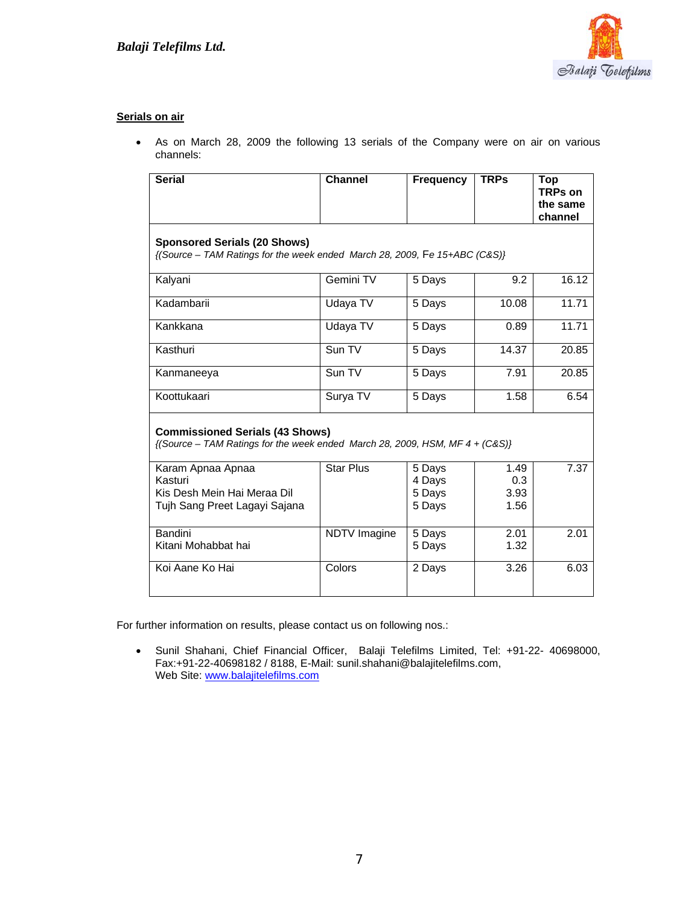## Serials on air

- As on March 28, 2009 the following 13 serials of the Company were on air on various channels:

| Serial | Channel | Frequency | TRPs | Top TRPs on the same channel |
|---|---|---|---|---|
| **Sponsored Serials (20 Shows)** *{(Source – TAM Ratings for the week ended March 28, 2009, Fe 15+ABC (C&S)}* | | | | |
| Kalyani | Gemini TV | 5 Days | 9.2 | 16.12 |
| Kadambarii | Udaya TV | 5 Days | 10.08 | 11.71 |
| Kankkana | Udaya TV | 5 Days | 0.89 | 11.71 |
| Kasthuri | Sun TV | 5 Days | 14.37 | 20.85 |
| Kanmaneeya | Sun TV | 5 Days | 7.91 | 20.85 |
| Koottukaari | Surya TV | 5 Days | 1.58 | 6.54 |
| **Commissioned Serials (43 Shows)** *{(Source – TAM Ratings for the week ended March 28, 2009, HSM, MF 4 + (C&S)}* | | | | |
| Karam Apnaa Apnaa<br>Kasturi<br>Kis Desh Mein Hai Meraa Dil<br>Tujh Sang Preet Lagayi Sajana | Star Plus | 5 Days<br>4 Days<br>5 Days<br>5 Days | 1.49<br>0.3<br>3.93<br>1.56 | 7.37 |
| Bandini<br>Kitani Mohabbat hai | NDTV Imagine | 5 Days<br>5 Days | 2.01<br>1.32 | 2.01 |
| Koi Aane Ko Hai | Colors | 2 Days | 3.26 | 6.03 |

For further information on results, please contact us on following nos.:

- Sunil Shahani, Chief Financial Officer, Balaji Telefilms Limited, Tel: +91-22- 40698000, Fax:+91-22-40698182 / 8188, E-Mail: sunil.shahani@balajitelefilms.com, Web Site: www.balajitelefilms.com